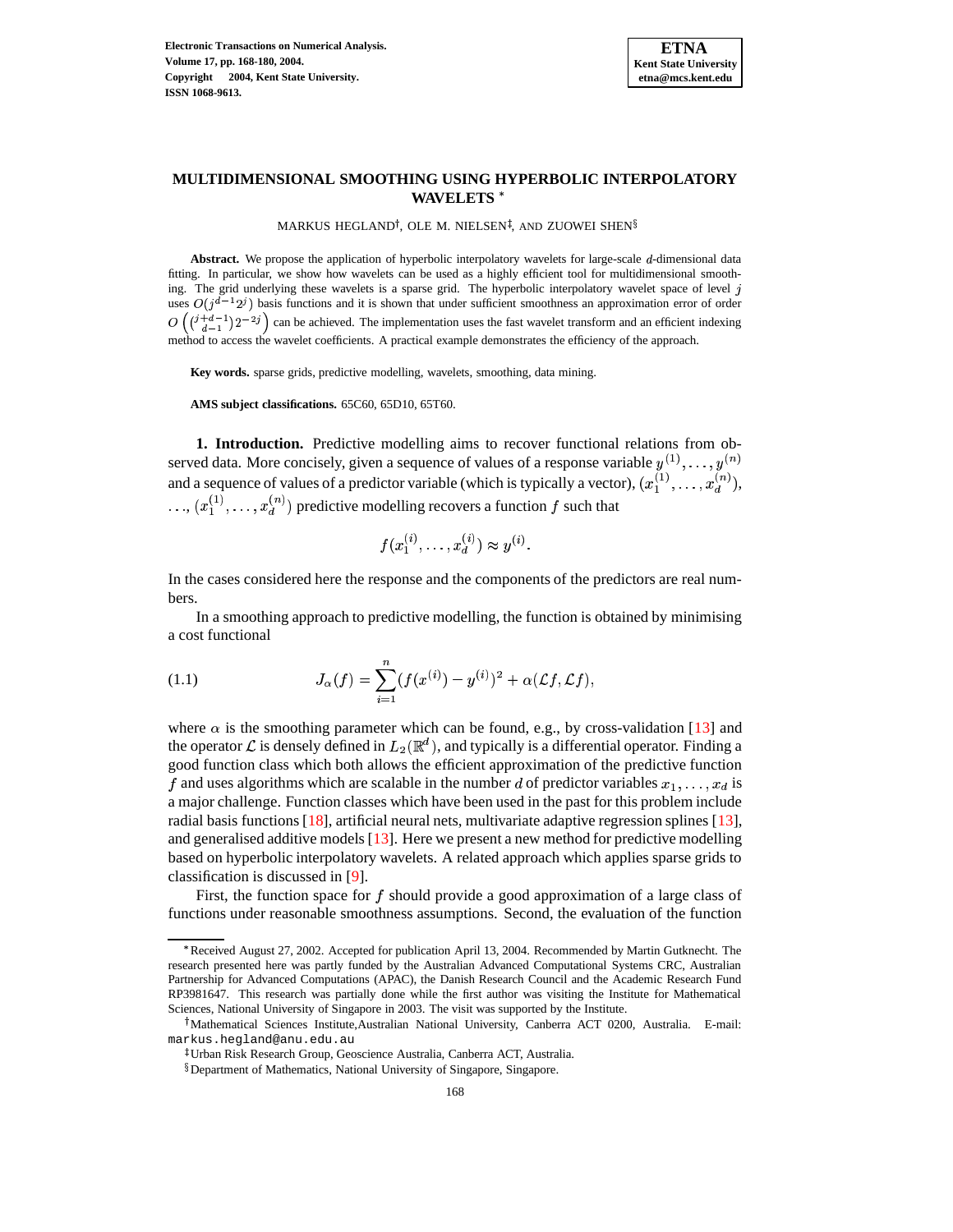# MULTIDIMENSIONAL SMOOTHING USING HYPERBOLIC INTERPOLATORY WAVELETS *

MARKUS HEGLAND†, OLE M. NIELSEN‡, AND ZUOWEI SHEN§

**Abstract.** We propose the application of hyperbolic interpolatory wavelets for large-scale $d$-dimensional data fitting. In particular, we show how wavelets can be used as a highly efficient tool for multidimensional smoothing. The grid underlying these wavelets is a sparse grid. The hyperbolic interpolatory wavelet space of level $j$ uses $O(j^{d-1}2^j)$ basis functions and it is shown that under sufficient smoothness an approximation error of order $O\left(\binom{j+d-1}{d-1}2^{-2j}\right)$ can be achieved. The implementation uses the fast wavelet transform and an efficient indexing method to access the wavelet coefficients. A practical example demonstrates the efficiency of the approach.

**Key words.** sparse grids, predictive modelling, wavelets, smoothing, data mining.

**AMS subject classifications.** 65C60, 65D10, 65T60.

**1. Introduction.** Predictive modelling aims to recover functional relations from observed data. More concisely, given a sequence of values of a response variable $y^{(1)}, \ldots, y^{(n)}$ and a sequence of values of a predictor variable (which is typically a vector), $(x_1^{(1)}, \ldots, x_d^{(n)})$, ..., $(x_1^{(1)}, \ldots, x_d^{(n)})$ predictive modelling recovers a function $f$ such that

$$f(x_1^{(i)}, \ldots, x_d^{(i)}) \approx y^{(i)}.$$

In the cases considered here the response and the components of the predictors are real numbers.

In a smoothing approach to predictive modelling, the function is obtained by minimising a cost functional

$$J_\alpha(f) = \sum_{i=1}^{n} (f(x^{(i)}) - y^{(i)})^2 + \alpha(\mathcal{L}f, \mathcal{L}f), \tag{1.1}$$

where $\alpha$ is the smoothing parameter which can be found, e.g., by cross-validation [13] and the operator $\mathcal{L}$ is densely defined in $L_2(\mathbb{R}^d)$, and typically is a differential operator. Finding a good function class which both allows the efficient approximation of the predictive function $f$ and uses algorithms which are scalable in the number $d$ of predictor variables $x_1, \ldots, x_d$ is a major challenge. Function classes which have been used in the past for this problem include radial basis functions [18], artificial neural nets, multivariate adaptive regression splines [13], and generalised additive models [13]. Here we present a new method for predictive modelling based on hyperbolic interpolatory wavelets. A related approach which applies sparse grids to classification is discussed in [9].

First, the function space for $f$ should provide a good approximation of a large class of functions under reasonable smoothness assumptions. Second, the evaluation of the function

---

*Received August 27, 2002. Accepted for publication April 13, 2004. Recommended by Martin Gutknecht. The research presented here was partly funded by the Australian Advanced Computational Systems CRC, Australian Partnership for Advanced Computations (APAC), the Danish Research Council and the Academic Research Fund RP3981647. This research was partially done while the first author was visiting the Institute for Mathematical Sciences, National University of Singapore in 2003. The visit was supported by the Institute.

†Mathematical Sciences Institute,Australian National University, Canberra ACT 0200, Australia. E-mail: markus.hegland@anu.edu.au

‡Urban Risk Research Group, Geoscience Australia, Canberra ACT, Australia.

§Department of Mathematics, National University of Singapore, Singapore.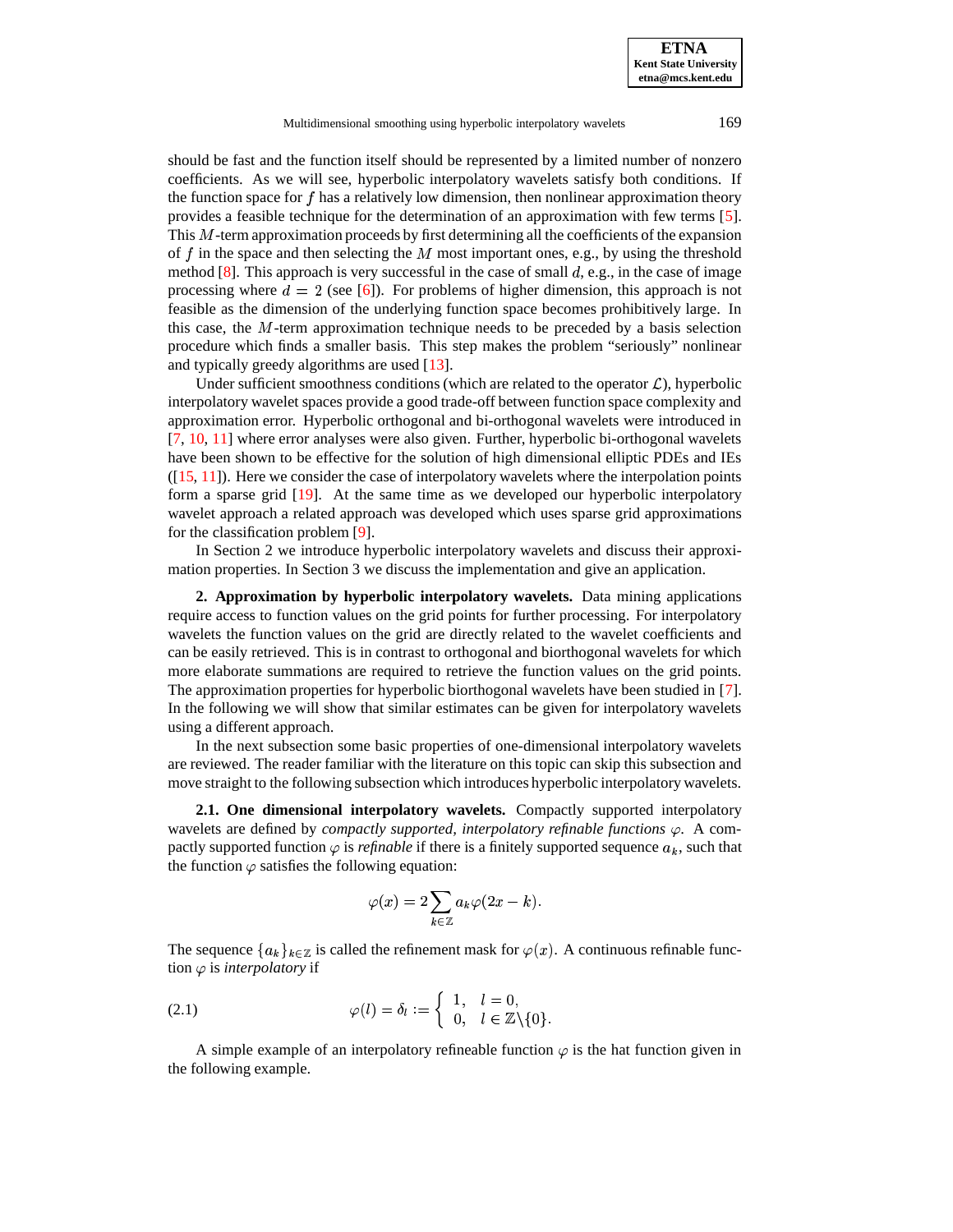should be fast and the function itself should be represented by a limited number of nonzero coefficients. As we will see, hyperbolic interpolatory wavelets satisfy both conditions. If the function space for $f$ has a relatively low dimension, then nonlinear approximation theory provides a feasible technique for the determination of an approximation with few terms [5]. This $M$-term approximation proceeds by first determining all the coefficients of the expansion of $f$ in the space and then selecting the $M$ most important ones, e.g., by using the threshold method [8]. This approach is very successful in the case of small $d$, e.g., in the case of image processing where $d = 2$ (see [6]). For problems of higher dimension, this approach is not feasible as the dimension of the underlying function space becomes prohibitively large. In this case, the $M$-term approximation technique needs to be preceded by a basis selection procedure which finds a smaller basis. This step makes the problem "seriously" nonlinear and typically greedy algorithms are used [13].

Under sufficient smoothness conditions (which are related to the operator $\mathcal{L}$), hyperbolic interpolatory wavelet spaces provide a good trade-off between function space complexity and approximation error. Hyperbolic orthogonal and bi-orthogonal wavelets were introduced in [7, 10, 11] where error analyses were also given. Further, hyperbolic bi-orthogonal wavelets have been shown to be effective for the solution of high dimensional elliptic PDEs and IEs ([15, 11]). Here we consider the case of interpolatory wavelets where the interpolation points form a sparse grid [19]. At the same time as we developed our hyperbolic interpolatory wavelet approach a related approach was developed which uses sparse grid approximations for the classification problem [9].

In Section 2 we introduce hyperbolic interpolatory wavelets and discuss their approximation properties. In Section 3 we discuss the implementation and give an application.

## 2. Approximation by hyperbolic interpolatory wavelets.

Data mining applications require access to function values on the grid points for further processing. For interpolatory wavelets the function values on the grid are directly related to the wavelet coefficients and can be easily retrieved. This is in contrast to orthogonal and biorthogonal wavelets for which more elaborate summations are required to retrieve the function values on the grid points. The approximation properties for hyperbolic biorthogonal wavelets have been studied in [7]. In the following we will show that similar estimates can be given for interpolatory wavelets using a different approach.

In the next subsection some basic properties of one-dimensional interpolatory wavelets are reviewed. The reader familiar with the literature on this topic can skip this subsection and move straight to the following subsection which introduces hyperbolic interpolatory wavelets.

### 2.1. One dimensional interpolatory wavelets.

Compactly supported interpolatory wavelets are defined by *compactly supported, interpolatory refinable functions* $\varphi$. A compactly supported function $\varphi$ is *refinable* if there is a finitely supported sequence $a_k$, such that the function $\varphi$ satisfies the following equation:

$$\varphi(x) = 2 \sum_{k \in \mathbb{Z}} a_k \varphi(2x - k).$$

The sequence $\{a_k\}_{k \in \mathbb{Z}}$ is called the refinement mask for $\varphi(x)$. A continuous refinable function $\varphi$ is *interpolatory* if

$$\varphi(l) = \delta_l := \begin{cases} 1, & l = 0, \\ 0, & l \in \mathbb{Z} \backslash \{0\}. \end{cases} \tag{2.1}$$

A simple example of an interpolatory refineable function $\varphi$ is the hat function given in the following example.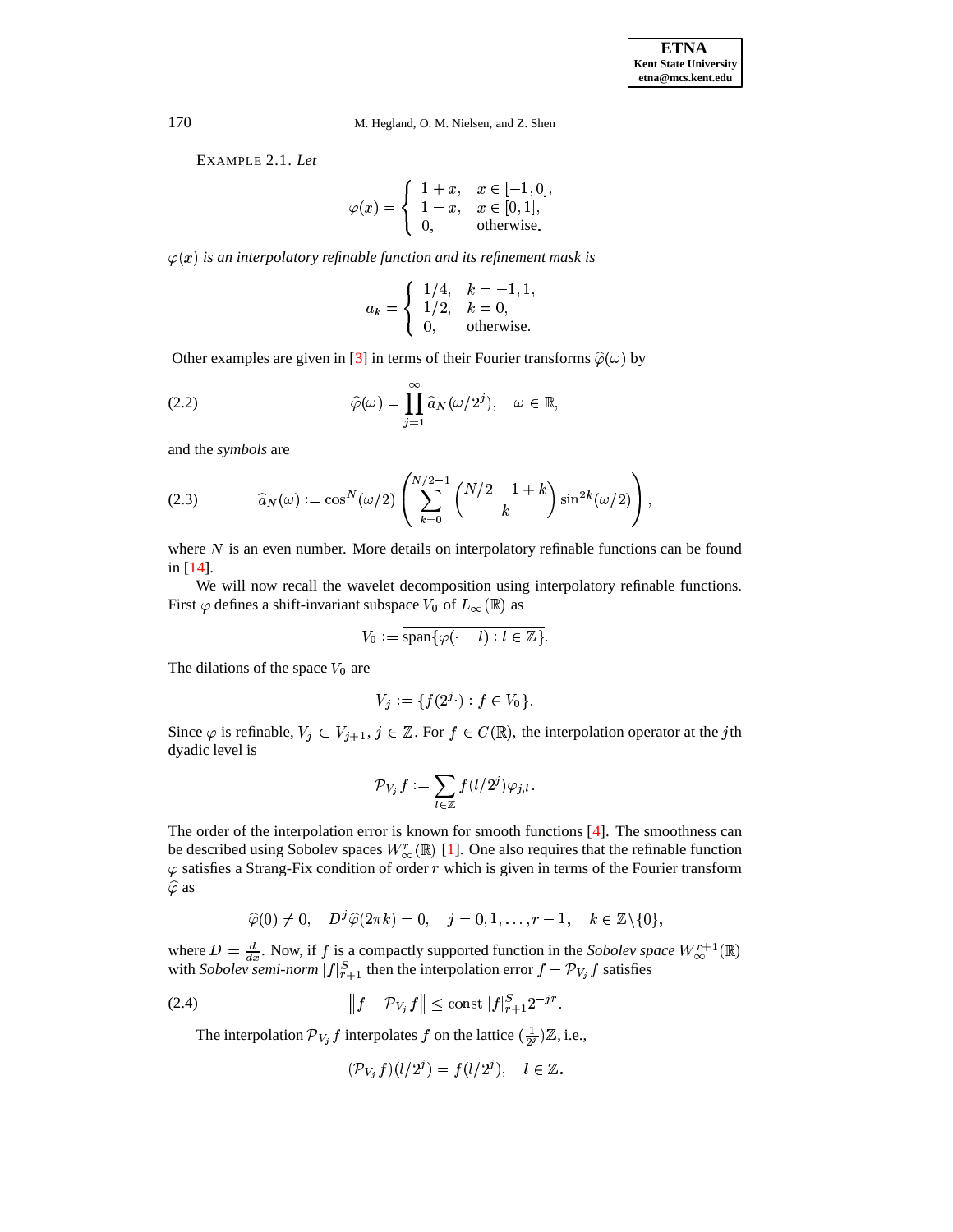EXAMPLE 2.1. *Let*

$$\varphi(x) = \begin{cases} 1+x, & x \in [-1,0], \\ 1-x, & x \in [0,1], \\ 0, & \text{otherwise.} \end{cases}$$

*$\varphi(x)$ is an interpolatory refinable function and its refinement mask is*

$$a_k = \begin{cases} 1/4, & k = -1, 1, \\ 1/2, & k = 0, \\ 0, & \text{otherwise.} \end{cases}$$

Other examples are given in [3] in terms of their Fourier transforms $\widehat{\varphi}(\omega)$ by

$$\widehat{\varphi}(\omega) = \prod_{j=1}^{\infty} \widehat{a}_N(\omega/2^j), \quad \omega \in \mathbb{R}, \tag{2.2}$$

and the *symbols* are

$$\widehat{a}_N(\omega) := \cos^N(\omega/2) \left( \sum_{k=0}^{N/2-1} \binom{N/2-1+k}{k} \sin^{2k}(\omega/2) \right), \tag{2.3}$$

where $N$ is an even number. More details on interpolatory refinable functions can be found in [14].

We will now recall the wavelet decomposition using interpolatory refinable functions. First $\varphi$ defines a shift-invariant subspace $V_0$ of $L_\infty(\mathbb{R})$ as

$$V_0 := \overline{\text{span}\{\varphi(\cdot - l) : l \in \mathbb{Z}\}}.$$

The dilations of the space $V_0$ are

$$V_j := \{f(2^j \cdot) : f \in V_0\}.$$

Since $\varphi$ is refinable, $V_j \subset V_{j+1}$, $j \in \mathbb{Z}$. For $f \in C(\mathbb{R})$, the interpolation operator at the $j$th dyadic level is

$$\mathcal{P}_{V_j} f := \sum_{l \in \mathbb{Z}} f(l/2^j) \varphi_{j,l}.$$

The order of the interpolation error is known for smooth functions [4]. The smoothness can be described using Sobolev spaces $W_\infty^r(\mathbb{R})$ [1]. One also requires that the refinable function $\varphi$ satisfies a Strang-Fix condition of order $r$ which is given in terms of the Fourier transform $\widehat{\varphi}$ as

$$\widehat{\varphi}(0) \neq 0, \quad D^j \widehat{\varphi}(2\pi k) = 0, \quad j = 0, 1, \ldots, r-1, \quad k \in \mathbb{Z} \backslash \{0\},$$

where $D = \frac{d}{dx}$. Now, if $f$ is a compactly supported function in the *Sobolev space* $W_\infty^{r+1}(\mathbb{R})$ with *Sobolev semi-norm* $|f|_{r+1}^S$ then the interpolation error $f - \mathcal{P}_{V_j} f$ satisfies

$$\left\| f - \mathcal{P}_{V_j} f \right\| \leq \text{const } |f|_{r+1}^S 2^{-jr}. \tag{2.4}$$

The interpolation $\mathcal{P}_{V_j} f$ interpolates $f$ on the lattice $(\frac{1}{2^j})\mathbb{Z}$, i.e.,

$$(\mathcal{P}_{V_j} f)(l/2^j) = f(l/2^j), \quad l \in \mathbb{Z}.$$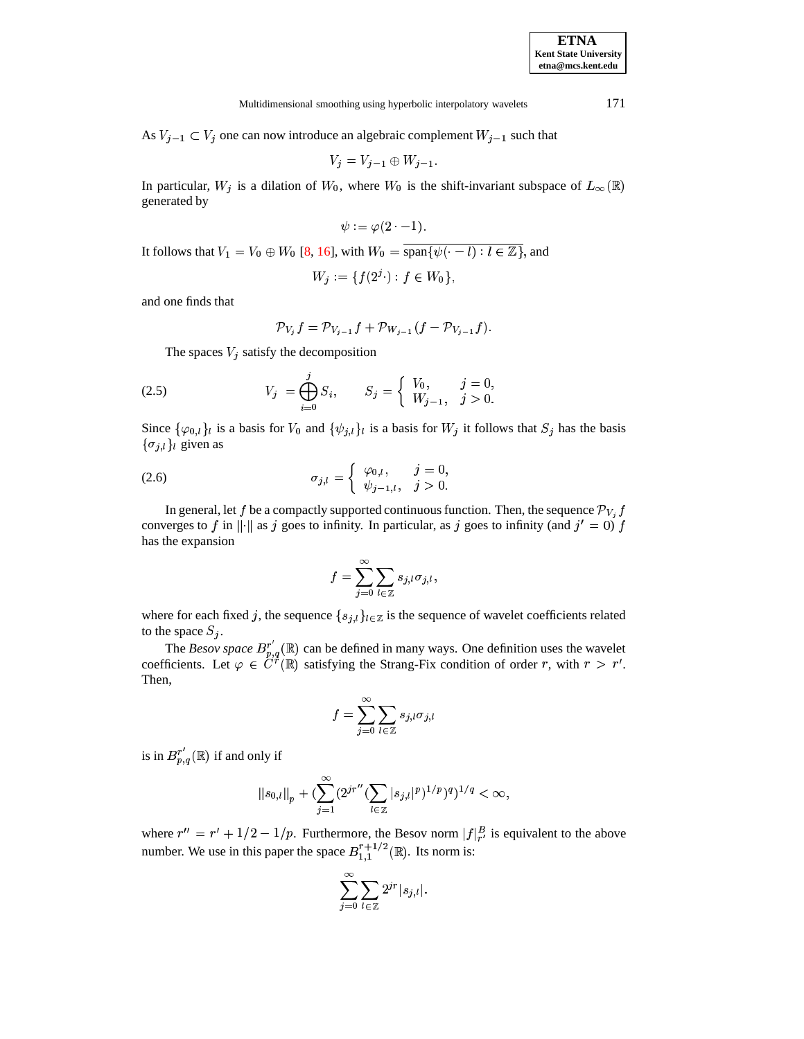As $V_{j-1} \subset V_j$ one can now introduce an algebraic complement $W_{j-1}$ such that

$$V_j = V_{j-1} \oplus W_{j-1}.$$

In particular, $W_j$ is a dilation of $W_0$, where $W_0$ is the shift-invariant subspace of $L_\infty(\mathbb{R})$ generated by

$$\psi := \varphi(2\cdot -1).$$

It follows that $V_1 = V_0 \oplus W_0$ [8, 16], with $W_0 = \overline{\text{span}\{\psi(\cdot - l) : l \in \mathbb{Z}\}}$, and

$$W_j := \{f(2^j \cdot) : f \in W_0\},$$

and one finds that

$$\mathcal{P}_{V_j} f = \mathcal{P}_{V_{j-1}} f + \mathcal{P}_{W_{j-1}}(f - \mathcal{P}_{V_{j-1}} f).$$

The spaces $V_j$ satisfy the decomposition

$$V_j = \bigoplus_{i=0}^{j} S_i, \qquad S_j = \begin{cases} V_0, & j = 0, \\ W_{j-1}, & j > 0. \end{cases} \tag{2.5}$$

Since $\{\varphi_{0,l}\}_l$ is a basis for $V_0$ and $\{\psi_{j,l}\}_l$ is a basis for $W_j$ it follows that $S_j$ has the basis $\{\sigma_{j,l}\}_l$ given as

$$\sigma_{j,l} = \begin{cases} \varphi_{0,l}, & j = 0, \\ \psi_{j-1,l}, & j > 0. \end{cases} \tag{2.6}$$

In general, let $f$ be a compactly supported continuous function. Then, the sequence $\mathcal{P}_{V_j} f$ converges to $f$ in $\|\cdot\|$ as $j$ goes to infinity. In particular, as $j$ goes to infinity (and $j' = 0$) $f$ has the expansion

$$f = \sum_{j=0}^{\infty} \sum_{l \in \mathbb{Z}} s_{j,l} \sigma_{j,l},$$

where for each fixed $j$, the sequence $\{s_{j,l}\}_{l \in \mathbb{Z}}$ is the sequence of wavelet coefficients related to the space $S_j$.

The *Besov space* $B^{r'}_{p,q}(\mathbb{R})$ can be defined in many ways. One definition uses the wavelet coefficients. Let $\varphi \in C^r(\mathbb{R})$ satisfying the Strang-Fix condition of order $r$, with $r > r'$. Then,

$$f = \sum_{j=0}^{\infty} \sum_{l \in \mathbb{Z}} s_{j,l} \sigma_{j,l}$$

is in $B^{r'}_{p,q}(\mathbb{R})$ if and only if

$$\|s_{0,l}\|_p + \left(\sum_{j=1}^{\infty} (2^{jr''} (\sum_{l \in \mathbb{Z}} |s_{j,l}|^p)^{1/p})^q\right)^{1/q} < \infty,$$

where $r'' = r' + 1/2 - 1/p$. Furthermore, the Besov norm $|f|^B_{r'}$ is equivalent to the above number. We use in this paper the space $B^{r+1/2}_{1,1}(\mathbb{R})$. Its norm is:

$$\sum_{j=0}^{\infty} \sum_{l \in \mathbb{Z}} 2^{jr} |s_{j,l}|.$$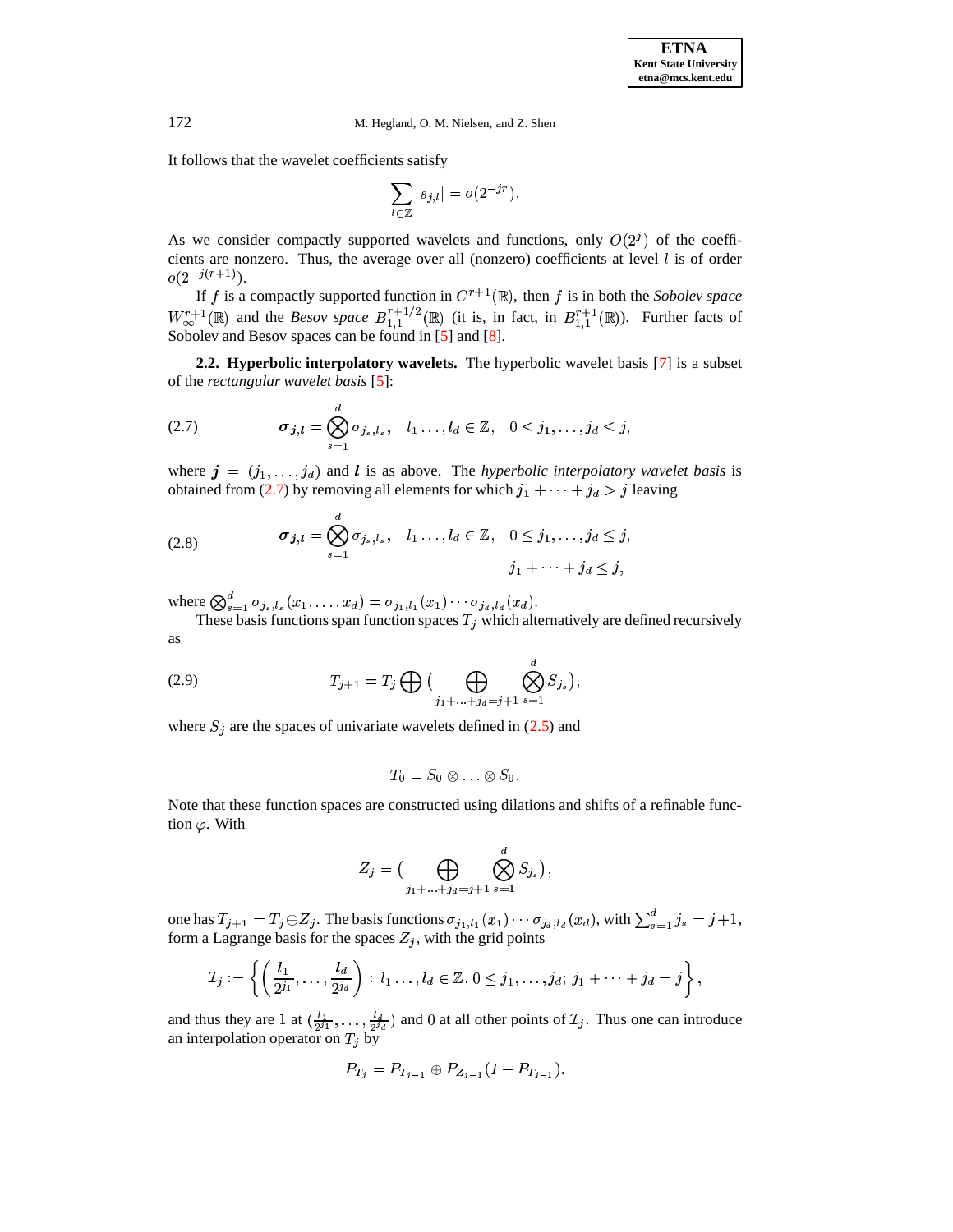It follows that the wavelet coefficients satisfy

$$\sum_{l \in \mathbb{Z}} |s_{j,l}| = o(2^{-jr}).$$

As we consider compactly supported wavelets and functions, only $O(2^j)$ of the coefficients are nonzero. Thus, the average over all (nonzero) coefficients at level $l$ is of order $o(2^{-j(r+1)})$.

If $f$ is a compactly supported function in $C^{r+1}(\mathbb{R})$, then $f$ is in both the *Sobolev space* $W_\infty^{r+1}(\mathbb{R})$ and the *Besov space* $B_{1,1}^{r+1/2}(\mathbb{R})$ (it is, in fact, in $B_{1,1}^{r+1}(\mathbb{R})$). Further facts of Sobolev and Besov spaces can be found in [5] and [8].

**2.2. Hyperbolic interpolatory wavelets.** The hyperbolic wavelet basis [7] is a subset of the *rectangular wavelet basis* [5]:

$$\boldsymbol{\sigma}_{\boldsymbol{j},\boldsymbol{l}} = \bigotimes_{s=1}^{d} \sigma_{j_s,l_s}, \quad l_1 \ldots, l_d \in \mathbb{Z}, \quad 0 \le j_1, \ldots, j_d \le j, \tag{2.7}$$

where $\boldsymbol{j} = (j_1, \ldots, j_d)$ and $\boldsymbol{l}$ is as above. The *hyperbolic interpolatory wavelet basis* is obtained from (2.7) by removing all elements for which $j_1 + \cdots + j_d > j$ leaving

$$\boldsymbol{\sigma}_{\boldsymbol{j},\boldsymbol{l}} = \bigotimes_{s=1}^{d} \sigma_{j_s,l_s}, \quad l_1 \ldots, l_d \in \mathbb{Z}, \quad 0 \le j_1, \ldots, j_d \le j, \quad j_1 + \cdots + j_d \le j, \tag{2.8}$$

where $\bigotimes_{s=1}^{d} \sigma_{j_s,l_s}(x_1, \ldots, x_d) = \sigma_{j_1,l_1}(x_1) \cdots \sigma_{j_d,l_d}(x_d)$.

These basis functions span function spaces $T_j$ which alternatively are defined recursively as

$$T_{j+1} = T_j \bigoplus \Big( \bigoplus_{j_1 + \ldots + j_d = j+1} \bigotimes_{s=1}^{d} S_{j_s} \Big), \tag{2.9}$$

where $S_j$ are the spaces of univariate wavelets defined in (2.5) and

$$T_0 = S_0 \otimes \ldots \otimes S_0.$$

Note that these function spaces are constructed using dilations and shifts of a refinable function $\varphi$. With

$$Z_j = \Big( \bigoplus_{j_1 + \ldots + j_d = j+1} \bigotimes_{s=1}^{d} S_{j_s} \Big),$$

one has $T_{j+1} = T_j \oplus Z_j$. The basis functions $\sigma_{j_1,l_1}(x_1) \cdots \sigma_{j_d,l_d}(x_d)$, with $\sum_{s=1}^{d} j_s = j+1$, form a Lagrange basis for the spaces $Z_j$, with the grid points

$$\mathcal{I}_j := \left\{ \left( \frac{l_1}{2^{j_1}}, \ldots, \frac{l_d}{2^{j_d}} \right) : l_1 \ldots, l_d \in \mathbb{Z}, 0 \le j_1, \ldots, j_d;\ j_1 + \cdots + j_d = j \right\},$$

and thus they are 1 at $(\frac{l_1}{2^{j_1}}, \ldots, \frac{l_d}{2^{j_d}})$ and 0 at all other points of $\mathcal{I}_j$. Thus one can introduce an interpolation operator on $T_j$ by

$$P_{T_j} = P_{T_{j-1}} \oplus P_{Z_{j-1}}(I - P_{T_{j-1}}).$$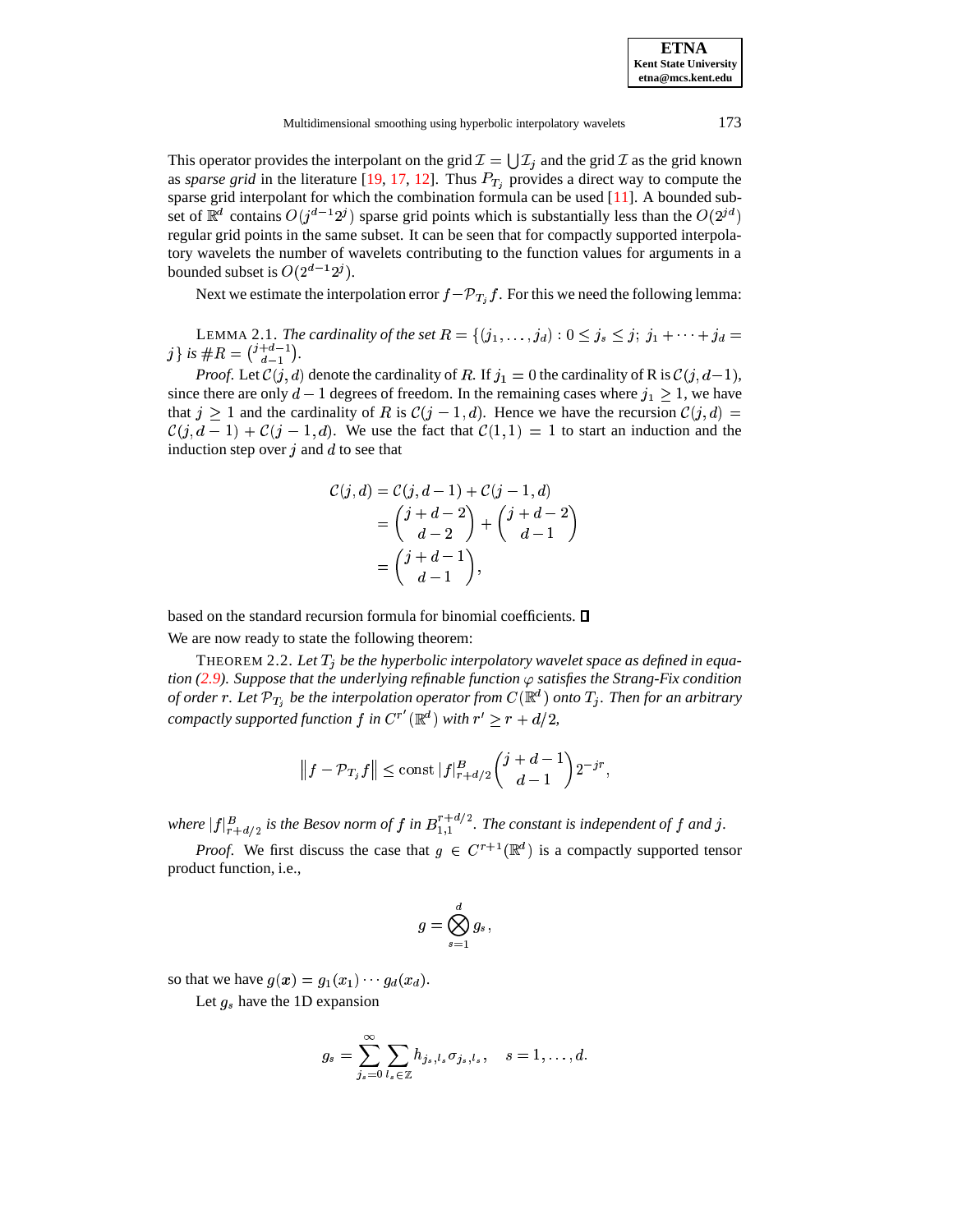This operator provides the interpolant on the grid $\mathcal{I} = \bigcup \mathcal{I}_j$ and the grid $\mathcal{I}$ as the grid known as *sparse grid* in the literature [19, 17, 12]. Thus $P_{T_j}$ provides a direct way to compute the sparse grid interpolant for which the combination formula can be used [11]. A bounded subset of $\mathbb{R}^d$ contains $O(j^{d-1}2^j)$ sparse grid points which is substantially less than the $O(2^{jd})$ regular grid points in the same subset. It can be seen that for compactly supported interpolatory wavelets the number of wavelets contributing to the function values for arguments in a bounded subset is $O(2^{d-1}2^j)$.

Next we estimate the interpolation error $f - \mathcal{P}_{T_j} f$. For this we need the following lemma:

LEMMA 2.1. *The cardinality of the set $R = \{(j_1, \ldots, j_d) : 0 \le j_s \le j;\ j_1 + \cdots + j_d = j\}$ is $\#R = \binom{j+d-1}{d-1}$.*

*Proof.* Let $\mathcal{C}(j,d)$ denote the cardinality of $R$. If $j_1 = 0$ the cardinality of R is $\mathcal{C}(j, d-1)$, since there are only $d-1$ degrees of freedom. In the remaining cases where $j_1 \ge 1$, we have that $j \ge 1$ and the cardinality of $R$ is $\mathcal{C}(j-1, d)$. Hence we have the recursion $\mathcal{C}(j,d) = \mathcal{C}(j, d-1) + \mathcal{C}(j-1, d)$. We use the fact that $\mathcal{C}(1,1) = 1$ to start an induction and the induction step over $j$ and $d$ to see that

$$
\begin{aligned}
\mathcal{C}(j,d) &= \mathcal{C}(j, d-1) + \mathcal{C}(j-1, d) \\
&= \binom{j+d-2}{d-2} + \binom{j+d-2}{d-1} \\
&= \binom{j+d-1}{d-1},
\end{aligned}
$$

based on the standard recursion formula for binomial coefficients. $\square$

We are now ready to state the following theorem:

THEOREM 2.2. *Let $T_j$ be the hyperbolic interpolatory wavelet space as defined in equation (2.9). Suppose that the underlying refinable function $\varphi$ satisfies the Strang-Fix condition of order $r$. Let $\mathcal{P}_{T_j}$ be the interpolation operator from $C(\mathbb{R}^d)$ onto $T_j$. Then for an arbitrary compactly supported function $f$ in $C^{r'}(\mathbb{R}^d)$ with $r' \ge r + d/2$,*

$$
\left\| f - \mathcal{P}_{T_j} f \right\| \le \text{const}\, |f|^B_{r+d/2} \binom{j+d-1}{d-1} 2^{-jr},
$$

*where $|f|^B_{r+d/2}$ is the Besov norm of $f$ in $B^{r+d/2}_{1,1}$. The constant is independent of $f$ and $j$.*

*Proof.* We first discuss the case that $g \in C^{r+1}(\mathbb{R}^d)$ is a compactly supported tensor product function, i.e.,

$$
g = \bigotimes_{s=1}^{d} g_s,
$$

so that we have $g(\boldsymbol{x}) = g_1(x_1) \cdots g_d(x_d)$.

Let $g_s$ have the 1D expansion

$$
g_s = \sum_{j_s=0}^{\infty} \sum_{l_s \in \mathbb{Z}} h_{j_s, l_s} \sigma_{j_s, l_s}, \quad s = 1, \ldots, d.
$$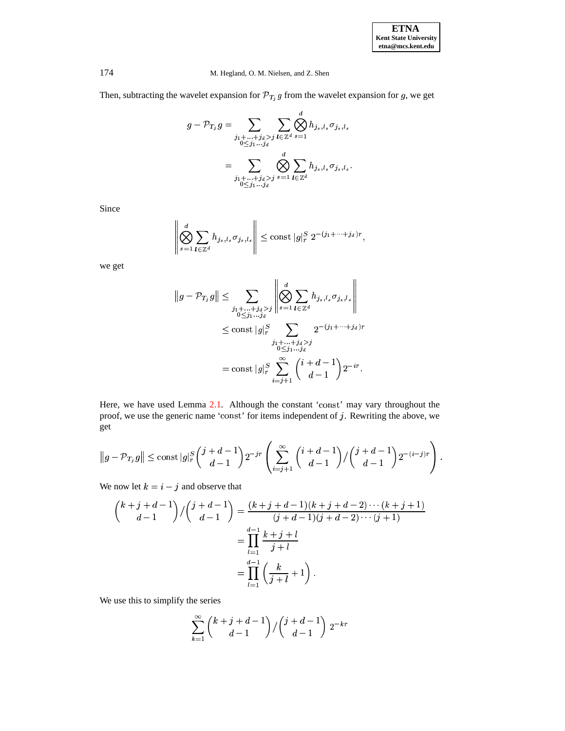Then, subtracting the wavelet expansion for $\mathcal{P}_{T_j} g$ from the wavelet expansion for $g$, we get

$$
\begin{aligned}
g - \mathcal{P}_{T_j} g &= \sum_{\substack{j_1+\ldots+j_d>j \\ 0\le j_1\ldots j_d}} \sum_{\boldsymbol{l}\in\mathbb{Z}^d} \bigotimes_{s=1}^{d} h_{j_s,l_s}\sigma_{j_s,l_s} \\
&= \sum_{\substack{j_1+\ldots+j_d>j \\ 0\le j_1\ldots j_d}} \bigotimes_{s=1}^{d} \sum_{\boldsymbol{l}\in\mathbb{Z}^d} h_{j_s,l_s}\sigma_{j_s,l_s}.
\end{aligned}
$$

Since

$$
\left\| \bigotimes_{s=1}^{d} \sum_{\boldsymbol{l}\in\mathbb{Z}^d} h_{j_s,l_s}\sigma_{j_s,l_s} \right\| \le \mathrm{const}\, |g|_r^S \, 2^{-(j_1+\cdots+j_d)r},
$$

we get

$$
\begin{aligned}
\left\| g - \mathcal{P}_{T_j} g \right\| &\le \sum_{\substack{j_1+\ldots+j_d>j \\ 0\le j_1\ldots j_d}} \left\| \bigotimes_{s=1}^{d} \sum_{\boldsymbol{l}\in\mathbb{Z}^d} h_{j_s,l_s}\sigma_{j_s,l_s} \right\| \\
&\le \mathrm{const}\, |g|_r^S \sum_{\substack{j_1+\ldots+j_d>j \\ 0\le j_1\ldots j_d}} 2^{-(j_1+\cdots+j_d)r} \\
&= \mathrm{const}\, |g|_r^S \sum_{i=j+1}^{\infty} \binom{i+d-1}{d-1} 2^{-ir}.
\end{aligned}
$$

Here, we have used Lemma 2.1. Although the constant 'const' may vary throughout the proof, we use the generic name 'const' for items independent of $j$. Rewriting the above, we get

$$
\left\| g - \mathcal{P}_{T_j} g \right\| \le \mathrm{const}\, |g|_r^S \binom{j+d-1}{d-1} 2^{-jr} \left( \sum_{i=j+1}^{\infty} \binom{i+d-1}{d-1} \Big/ \binom{j+d-1}{d-1} 2^{-(i-j)r} \right).
$$

We now let $k = i - j$ and observe that

$$
\begin{aligned}
\binom{k+j+d-1}{d-1} \Big/ \binom{j+d-1}{d-1} &= \frac{(k+j+d-1)(k+j+d-2)\cdots(k+j+1)}{(j+d-1)(j+d-2)\cdots(j+1)} \\
&= \prod_{l=1}^{d-1} \frac{k+j+l}{j+l} \\
&= \prod_{l=1}^{d-1} \left( \frac{k}{j+l} + 1 \right).
\end{aligned}
$$

We use this to simplify the series

$$
\sum_{k=1}^{\infty} \binom{k+j+d-1}{d-1} \Big/ \binom{j+d-1}{d-1} \, 2^{-kr}
$$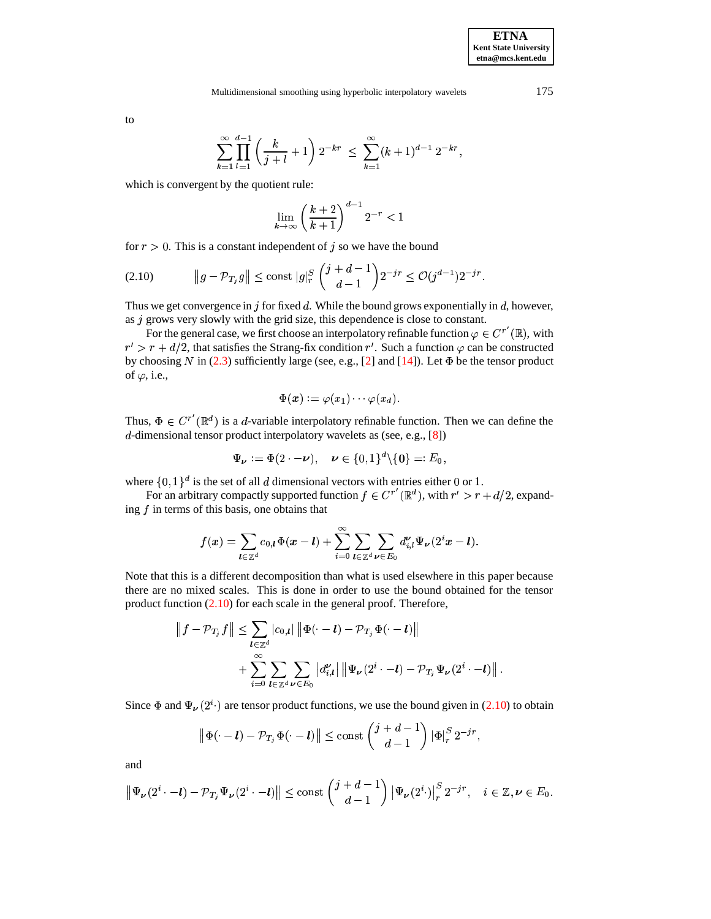to

$$\sum_{k=1}^{\infty} \prod_{l=1}^{d-1} \left( \frac{k}{j+l} + 1 \right) 2^{-kr} \;\leq\; \sum_{k=1}^{\infty} (k+1)^{d-1} \, 2^{-kr},$$

which is convergent by the quotient rule:

$$\lim_{k\to\infty} \left( \frac{k+2}{k+1} \right)^{d-1} 2^{-r} < 1$$

for $r > 0$. This is a constant independent of $j$ so we have the bound

$$\left\| g - \mathcal{P}_{T_j} g \right\| \leq \text{const } |g|_r^S \binom{j+d-1}{d-1} 2^{-jr} \leq \mathcal{O}(j^{d-1}) 2^{-jr}. \tag{2.10}$$

Thus we get convergence in $j$ for fixed $d$. While the bound grows exponentially in $d$, however, as $j$ grows very slowly with the grid size, this dependence is close to constant.

For the general case, we first choose an interpolatory refinable function $\varphi \in C^{r'}(\mathbb{R})$, with $r' > r + d/2$, that satisfies the Strang-fix condition $r'$. Such a function $\varphi$ can be constructed by choosing $N$ in (2.3) sufficiently large (see, e.g., [2] and [14]). Let $\Phi$ be the tensor product of $\varphi$, i.e.,

$$\Phi(\boldsymbol{x}) := \varphi(x_1) \cdots \varphi(x_d).$$

Thus, $\Phi \in C^{r'}(\mathbb{R}^d)$ is a $d$-variable interpolatory refinable function. Then we can define the $d$-dimensional tensor product interpolatory wavelets as (see, e.g., [8])

$$\Psi_{\boldsymbol{\nu}} := \Phi(2 \cdot - \boldsymbol{\nu}), \quad \boldsymbol{\nu} \in \{0,1\}^d \backslash \{\boldsymbol{0}\} =: E_0,$$

where $\{0,1\}^d$ is the set of all $d$ dimensional vectors with entries either 0 or 1.

For an arbitrary compactly supported function $f \in C^{r'}(\mathbb{R}^d)$, with $r' > r + d/2$, expanding $f$ in terms of this basis, one obtains that

$$f(\boldsymbol{x}) = \sum_{\boldsymbol{l} \in \mathbb{Z}^d} c_{0,\boldsymbol{l}} \Phi(\boldsymbol{x} - \boldsymbol{l}) + \sum_{i=0}^{\infty} \sum_{\boldsymbol{l} \in \mathbb{Z}^d} \sum_{\boldsymbol{\nu} \in E_0} d_{i,l}^{\boldsymbol{\nu}} \Psi_{\boldsymbol{\nu}}(2^i \boldsymbol{x} - \boldsymbol{l}).$$

Note that this is a different decomposition than what is used elsewhere in this paper because there are no mixed scales. This is done in order to use the bound obtained for the tensor product function (2.10) for each scale in the general proof. Therefore,

$$\begin{aligned}
\left\| f - \mathcal{P}_{T_j} f \right\| \leq & \sum_{\boldsymbol{l} \in \mathbb{Z}^d} |c_{0,\boldsymbol{l}}| \left\| \Phi(\cdot - \boldsymbol{l}) - \mathcal{P}_{T_j} \Phi(\cdot - \boldsymbol{l}) \right\| \\
& + \sum_{i=0}^{\infty} \sum_{\boldsymbol{l} \in \mathbb{Z}^d} \sum_{\boldsymbol{\nu} \in E_0} \left| d_{i,\boldsymbol{l}}^{\boldsymbol{\nu}} \right| \left\| \Psi_{\boldsymbol{\nu}}(2^i \cdot - \boldsymbol{l}) - \mathcal{P}_{T_j} \Psi_{\boldsymbol{\nu}}(2^i \cdot - \boldsymbol{l}) \right\|.
\end{aligned}$$

Since $\Phi$ and $\Psi_{\boldsymbol{\nu}}(2^i \cdot)$ are tensor product functions, we use the bound given in (2.10) to obtain

$$\left\| \Phi(\cdot - \boldsymbol{l}) - \mathcal{P}_{T_j} \Phi(\cdot - \boldsymbol{l}) \right\| \leq \text{const} \binom{j+d-1}{d-1} |\Phi|_r^S \, 2^{-jr},$$

and

$$\left\| \Psi_{\boldsymbol{\nu}}(2^i \cdot - \boldsymbol{l}) - \mathcal{P}_{T_j} \Psi_{\boldsymbol{\nu}}(2^i \cdot - \boldsymbol{l}) \right\| \leq \text{const} \binom{j+d-1}{d-1} \left| \Psi_{\boldsymbol{\nu}}(2^i \cdot) \right|_r^S 2^{-jr}, \quad i \in \mathbb{Z}, \boldsymbol{\nu} \in E_0.$$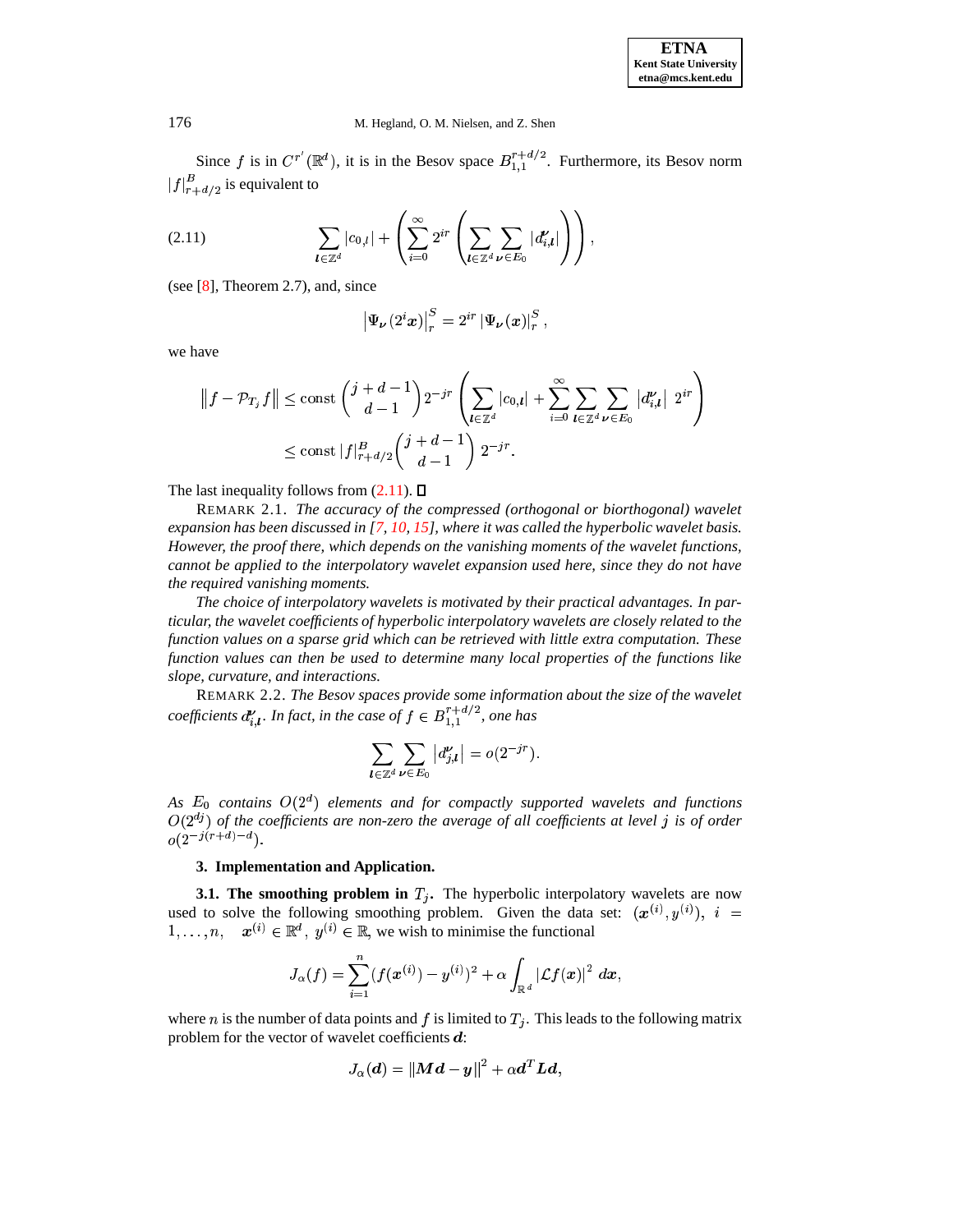Since $f$ is in $C^{r'}(\mathbb{R}^d)$, it is in the Besov space $B_{1,1}^{r+d/2}$. Furthermore, its Besov norm $|f|_{r+d/2}^B$ is equivalent to

$$\sum_{\boldsymbol{l}\in\mathbb{Z}^d} |c_{0,l}| + \left( \sum_{i=0}^{\infty} 2^{ir} \left( \sum_{\boldsymbol{l}\in\mathbb{Z}^d} \sum_{\boldsymbol{\nu}\in E_0} |d_{i,\boldsymbol{l}}^{\boldsymbol{\nu}}| \right) \right), \tag{2.11}$$

(see [8], Theorem 2.7), and, since

$$\left|\Psi_{\boldsymbol{\nu}}(2^i \boldsymbol{x})\right|_r^S = 2^{ir} \left|\Psi_{\boldsymbol{\nu}}(\boldsymbol{x})\right|_r^S,$$

we have

$$\begin{aligned}
\left\| f - \mathcal{P}_{T_j} f \right\| &\leq \text{const} \binom{j+d-1}{d-1} 2^{-jr} \left( \sum_{\boldsymbol{l}\in\mathbb{Z}^d} |c_{0,\boldsymbol{l}}| + \sum_{i=0}^{\infty} \sum_{\boldsymbol{l}\in\mathbb{Z}^d} \sum_{\boldsymbol{\nu}\in E_0} |d_{i,\boldsymbol{l}}^{\boldsymbol{\nu}}| \; 2^{ir} \right) \\
&\leq \text{const} \, |f|_{r+d/2}^B \binom{j+d-1}{d-1} 2^{-jr}.
\end{aligned}$$

The last inequality follows from (2.11). $\square$

REMARK 2.1. *The accuracy of the compressed (orthogonal or biorthogonal) wavelet expansion has been discussed in [7, 10, 15], where it was called the hyperbolic wavelet basis. However, the proof there, which depends on the vanishing moments of the wavelet functions, cannot be applied to the interpolatory wavelet expansion used here, since they do not have the required vanishing moments.*

*The choice of interpolatory wavelets is motivated by their practical advantages. In particular, the wavelet coefficients of hyperbolic interpolatory wavelets are closely related to the function values on a sparse grid which can be retrieved with little extra computation. These function values can then be used to determine many local properties of the functions like slope, curvature, and interactions.*

REMARK 2.2. *The Besov spaces provide some information about the size of the wavelet coefficients $d_{i,\boldsymbol{l}}^{\boldsymbol{\nu}}$. In fact, in the case of $f \in B_{1,1}^{r+d/2}$, one has*

$$\sum_{\boldsymbol{l}\in\mathbb{Z}^d} \sum_{\boldsymbol{\nu}\in E_0} \left| d_{j,\boldsymbol{l}}^{\boldsymbol{\nu}} \right| = o(2^{-jr}).$$

*As $E_0$ contains $O(2^d)$ elements and for compactly supported wavelets and functions $O(2^{dj})$ of the coefficients are non-zero the average of all coefficients at level $j$ is of order $o(2^{-j(r+d)-d})$.*

## 3. Implementation and Application.

**3.1. The smoothing problem in $T_j$.** The hyperbolic interpolatory wavelets are now used to solve the following smoothing problem. Given the data set: $(\boldsymbol{x}^{(i)}, y^{(i)})$, $i = 1, \ldots, n$, $\quad \boldsymbol{x}^{(i)} \in \mathbb{R}^d$, $y^{(i)} \in \mathbb{R}$, we wish to minimise the functional

$$J_\alpha(f) = \sum_{i=1}^{n} (f(\boldsymbol{x}^{(i)}) - y^{(i)})^2 + \alpha \int_{\mathbb{R}^d} |\mathcal{L} f(\boldsymbol{x})|^2 \; d\boldsymbol{x},$$

where $n$ is the number of data points and $f$ is limited to $T_j$. This leads to the following matrix problem for the vector of wavelet coefficients $\boldsymbol{d}$:

$$J_\alpha(\boldsymbol{d}) = \|\boldsymbol{M}\boldsymbol{d} - \boldsymbol{y}\|^2 + \alpha \boldsymbol{d}^T \boldsymbol{L} \boldsymbol{d},$$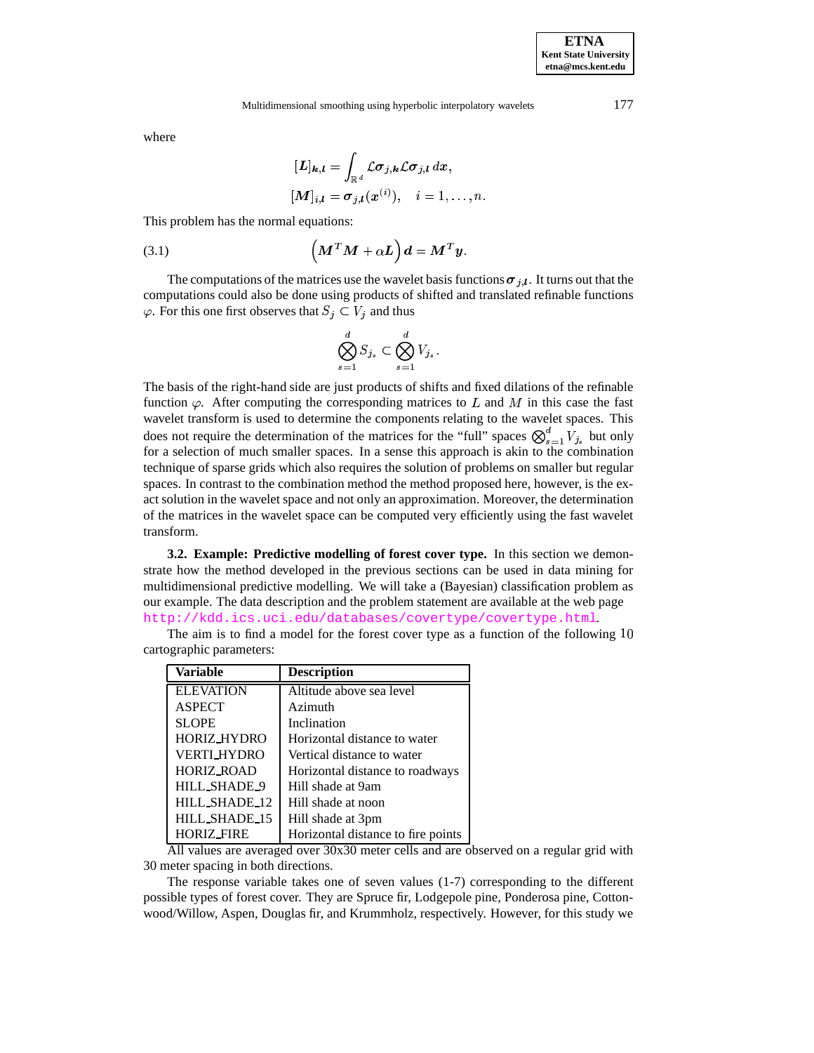where

$$[\boldsymbol{L}]_{\boldsymbol{k},\boldsymbol{l}} = \int_{\mathbb{R}^d} \mathcal{L}\boldsymbol{\sigma}_{j,\boldsymbol{k}} \mathcal{L}\boldsymbol{\sigma}_{j,\boldsymbol{l}} \, d\boldsymbol{x},$$

$$[\boldsymbol{M}]_{i,\boldsymbol{l}} = \boldsymbol{\sigma}_{j,\boldsymbol{l}}(\boldsymbol{x}^{(i)}), \quad i = 1, \ldots, n.$$

This problem has the normal equations:

$$\left(\boldsymbol{M}^T\boldsymbol{M} + \alpha\boldsymbol{L}\right)\boldsymbol{d} = \boldsymbol{M}^T\boldsymbol{y}. \tag{3.1}$$

The computations of the matrices use the wavelet basis functions $\boldsymbol{\sigma}_{j,\boldsymbol{l}}$. It turns out that the computations could also be done using products of shifted and translated refinable functions $\varphi$. For this one first observes that $S_j \subset V_j$ and thus

$$\bigotimes_{s=1}^{d} S_{j_s} \subset \bigotimes_{s=1}^{d} V_{j_s}.$$

The basis of the right-hand side are just products of shifts and fixed dilations of the refinable function $\varphi$. After computing the corresponding matrices to $L$ and $M$ in this case the fast wavelet transform is used to determine the components relating to the wavelet spaces. This does not require the determination of the matrices for the "full" spaces $\bigotimes_{s=1}^{d} V_{j_s}$ but only for a selection of much smaller spaces. In a sense this approach is akin to the combination technique of sparse grids which also requires the solution of problems on smaller but regular spaces. In contrast to the combination method the method proposed here, however, is the exact solution in the wavelet space and not only an approximation. Moreover, the determination of the matrices in the wavelet space can be computed very efficiently using the fast wavelet transform.

**3.2. Example: Predictive modelling of forest cover type.** In this section we demonstrate how the method developed in the previous sections can be used in data mining for multidimensional predictive modelling. We will take a (Bayesian) classification problem as our example. The data description and the problem statement are available at the web page http://kdd.ics.uci.edu/databases/covertype/covertype.html.

The aim is to find a model for the forest cover type as a function of the following 10 cartographic parameters:

| Variable | Description |
|---|---|
| ELEVATION | Altitude above sea level |
| ASPECT | Azimuth |
| SLOPE | Inclination |
| HORIZ_HYDRO | Horizontal distance to water |
| VERTI_HYDRO | Vertical distance to water |
| HORIZ_ROAD | Horizontal distance to roadways |
| HILL_SHADE_9 | Hill shade at 9am |
| HILL_SHADE_12 | Hill shade at noon |
| HILL_SHADE_15 | Hill shade at 3pm |
| HORIZ_FIRE | Horizontal distance to fire points |

All values are averaged over 30x30 meter cells and are observed on a regular grid with 30 meter spacing in both directions.

The response variable takes one of seven values (1-7) corresponding to the different possible types of forest cover. They are Spruce fir, Lodgepole pine, Ponderosa pine, Cottonwood/Willow, Aspen, Douglas fir, and Krummholz, respectively. However, for this study we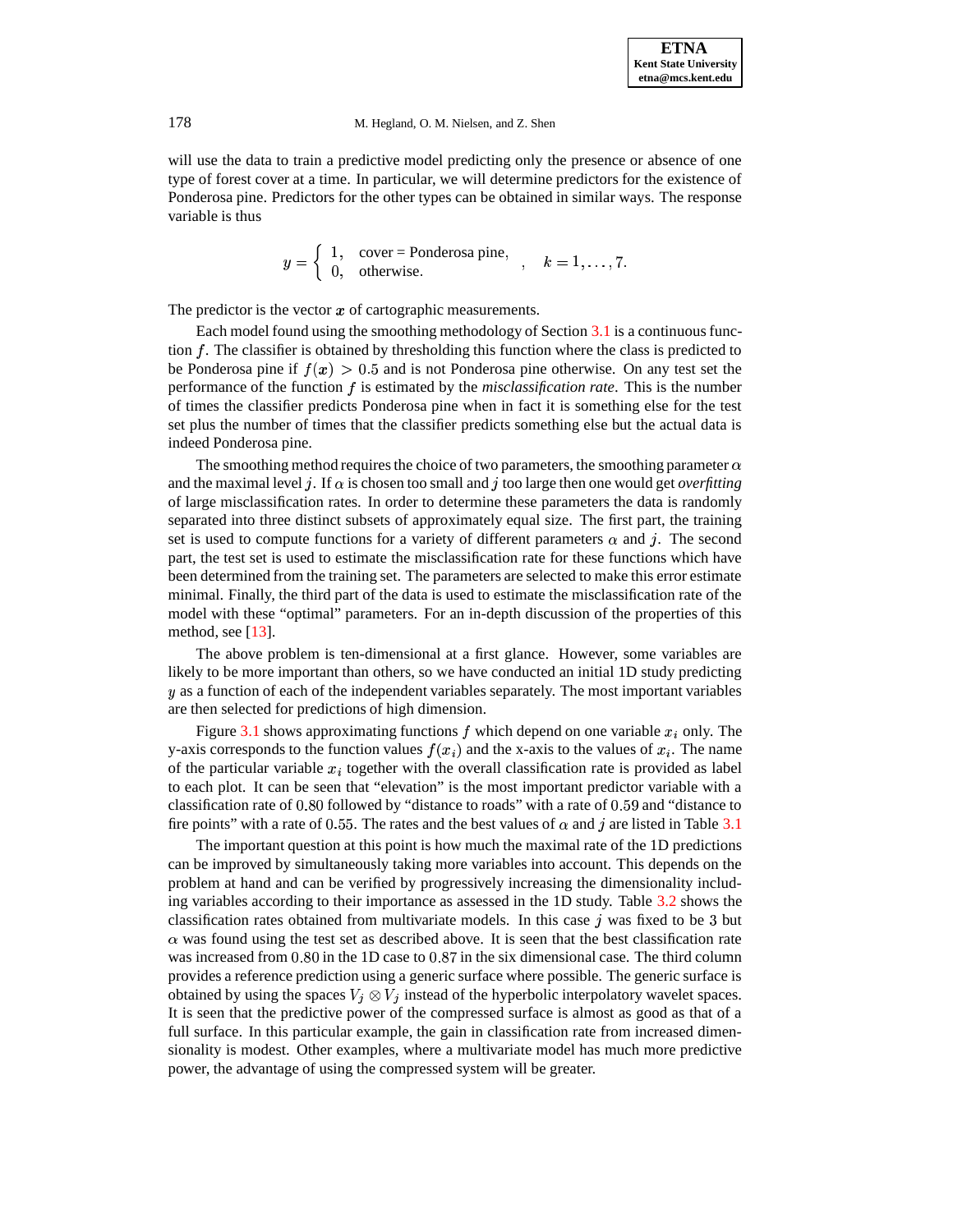will use the data to train a predictive model predicting only the presence or absence of one type of forest cover at a time. In particular, we will determine predictors for the existence of Ponderosa pine. Predictors for the other types can be obtained in similar ways. The response variable is thus

$$y = \begin{cases} 1, & \text{cover = Ponderosa pine,} \\ 0, & \text{otherwise.} \end{cases} \quad , \quad k = 1, \ldots, 7.$$

The predictor is the vector $\boldsymbol{x}$ of cartographic measurements.

Each model found using the smoothing methodology of Section 3.1 is a continuous function $f$. The classifier is obtained by thresholding this function where the class is predicted to be Ponderosa pine if $f(\boldsymbol{x}) > 0.5$ and is not Ponderosa pine otherwise. On any test set the performance of the function $f$ is estimated by the *misclassification rate*. This is the number of times the classifier predicts Ponderosa pine when in fact it is something else for the test set plus the number of times that the classifier predicts something else but the actual data is indeed Ponderosa pine.

The smoothing method requires the choice of two parameters, the smoothing parameter $\alpha$ and the maximal level $j$. If $\alpha$ is chosen too small and $j$ too large then one would get *overfitting* of large misclassification rates. In order to determine these parameters the data is randomly separated into three distinct subsets of approximately equal size. The first part, the training set is used to compute functions for a variety of different parameters $\alpha$ and $j$. The second part, the test set is used to estimate the misclassification rate for these functions which have been determined from the training set. The parameters are selected to make this error estimate minimal. Finally, the third part of the data is used to estimate the misclassification rate of the model with these "optimal" parameters. For an in-depth discussion of the properties of this method, see [13].

The above problem is ten-dimensional at a first glance. However, some variables are likely to be more important than others, so we have conducted an initial 1D study predicting $y$ as a function of each of the independent variables separately. The most important variables are then selected for predictions of high dimension.

Figure 3.1 shows approximating functions $f$ which depend on one variable $x_i$ only. The y-axis corresponds to the function values $f(x_i)$ and the x-axis to the values of $x_i$. The name of the particular variable $x_i$ together with the overall classification rate is provided as label to each plot. It can be seen that "elevation" is the most important predictor variable with a classification rate of $0.80$ followed by "distance to roads" with a rate of $0.59$ and "distance to fire points" with a rate of $0.55$. The rates and the best values of $\alpha$ and $j$ are listed in Table 3.1

The important question at this point is how much the maximal rate of the 1D predictions can be improved by simultaneously taking more variables into account. This depends on the problem at hand and can be verified by progressively increasing the dimensionality including variables according to their importance as assessed in the 1D study. Table 3.2 shows the classification rates obtained from multivariate models. In this case $j$ was fixed to be $3$ but $\alpha$ was found using the test set as described above. It is seen that the best classification rate was increased from $0.80$ in the 1D case to $0.87$ in the six dimensional case. The third column provides a reference prediction using a generic surface where possible. The generic surface is obtained by using the spaces $V_j \otimes V_j$ instead of the hyperbolic interpolatory wavelet spaces. It is seen that the predictive power of the compressed surface is almost as good as that of a full surface. In this particular example, the gain in classification rate from increased dimensionality is modest. Other examples, where a multivariate model has much more predictive power, the advantage of using the compressed system will be greater.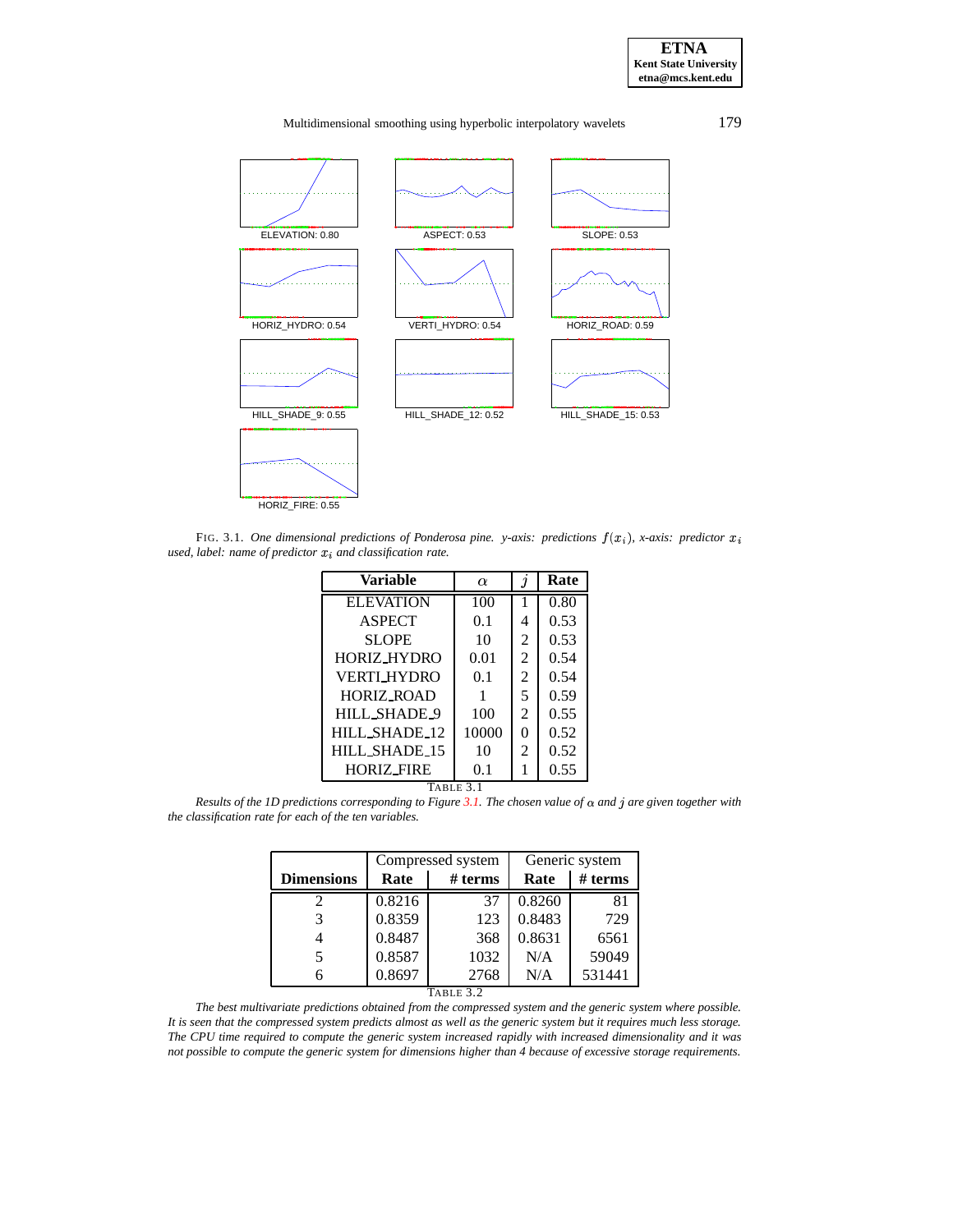ELEVATION: 0.80

ASPECT: 0.53

SLOPE: 0.53

HORIZ_HYDRO: 0.54

VERTI_HYDRO: 0.54

HORIZ_ROAD: 0.59

HILL_SHADE_9: 0.55

HILL_SHADE_12: 0.52

HILL_SHADE_15: 0.53

HORIZ_FIRE: 0.55

FIG. 3.1. *One dimensional predictions of Ponderosa pine. y-axis: predictions $f(x_i)$, x-axis: predictor $x_i$ used, label: name of predictor $x_i$ and classification rate.*

| Variable | $\alpha$ | $j$ | Rate |
|---|---|---|---|
| ELEVATION | 100 | 1 | 0.80 |
| ASPECT | 0.1 | 4 | 0.53 |
| SLOPE | 10 | 2 | 0.53 |
| HORIZ_HYDRO | 0.01 | 2 | 0.54 |
| VERTI_HYDRO | 0.1 | 2 | 0.54 |
| HORIZ_ROAD | 1 | 5 | 0.59 |
| HILL_SHADE_9 | 100 | 2 | 0.55 |
| HILL_SHADE_12 | 10000 | 0 | 0.52 |
| HILL_SHADE_15 | 10 | 2 | 0.52 |
| HORIZ_FIRE | 0.1 | 1 | 0.55 |

TABLE 3.1

*Results of the 1D predictions corresponding to Figure 3.1. The chosen value of $\alpha$ and $j$ are given together with the classification rate for each of the ten variables.*

| | Compressed system | | Generic system | |
|---|---|---|---|---|
| **Dimensions** | **Rate** | **# terms** | **Rate** | **# terms** |
| 2 | 0.8216 | 37 | 0.8260 | 81 |
| 3 | 0.8359 | 123 | 0.8483 | 729 |
| 4 | 0.8487 | 368 | 0.8631 | 6561 |
| 5 | 0.8587 | 1032 | N/A | 59049 |
| 6 | 0.8697 | 2768 | N/A | 531441 |

TABLE 3.2

*The best multivariate predictions obtained from the compressed system and the generic system where possible. It is seen that the compressed system predicts almost as well as the generic system but it requires much less storage. The CPU time required to compute the generic system increased rapidly with increased dimensionality and it was not possible to compute the generic system for dimensions higher than 4 because of excessive storage requirements.*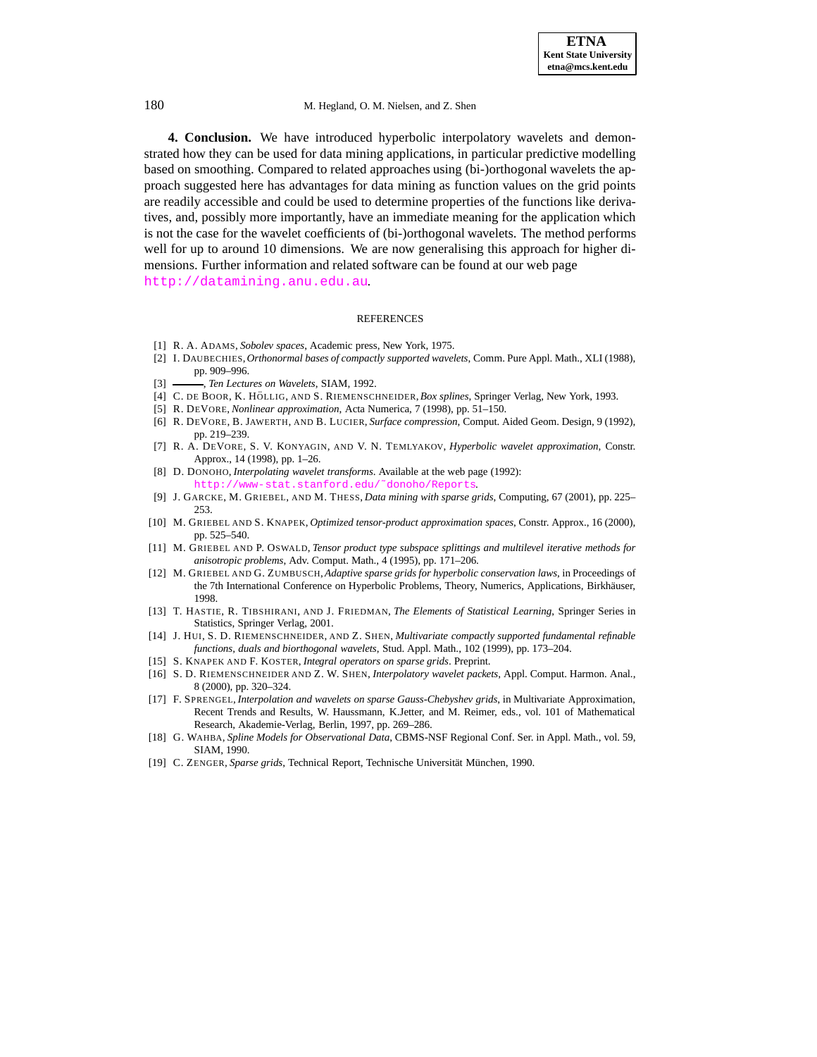**4. Conclusion.** We have introduced hyperbolic interpolatory wavelets and demonstrated how they can be used for data mining applications, in particular predictive modelling based on smoothing. Compared to related approaches using (bi-)orthogonal wavelets the approach suggested here has advantages for data mining as function values on the grid points are readily accessible and could be used to determine properties of the functions like derivatives, and, possibly more importantly, have an immediate meaning for the application which is not the case for the wavelet coefficients of (bi-)orthogonal wavelets. The method performs well for up to around 10 dimensions. We are now generalising this approach for higher dimensions. Further information and related software can be found at our web page http://datamining.anu.edu.au.

## REFERENCES

[1] R. A. ADAMS, *Sobolev spaces*, Academic press, New York, 1975.

[2] I. DAUBECHIES, *Orthonormal bases of compactly supported wavelets*, Comm. Pure Appl. Math., XLI (1988), pp. 909–996.

[3] ———, *Ten Lectures on Wavelets*, SIAM, 1992.

[4] C. DE BOOR, K. HÖLLIG, AND S. RIEMENSCHNEIDER, *Box splines*, Springer Verlag, New York, 1993.

[5] R. DEVORE, *Nonlinear approximation*, Acta Numerica, 7 (1998), pp. 51–150.

[6] R. DEVORE, B. JAWERTH, AND B. LUCIER, *Surface compression*, Comput. Aided Geom. Design, 9 (1992), pp. 219–239.

[7] R. A. DEVORE, S. V. KONYAGIN, AND V. N. TEMLYAKOV, *Hyperbolic wavelet approximation*, Constr. Approx., 14 (1998), pp. 1–26.

[8] D. DONOHO, *Interpolating wavelet transforms*. Available at the web page (1992): http://www-stat.stanford.edu/~donoho/Reports.

[9] J. GARCKE, M. GRIEBEL, AND M. THESS, *Data mining with sparse grids*, Computing, 67 (2001), pp. 225–253.

[10] M. GRIEBEL AND S. KNAPEK, *Optimized tensor-product approximation spaces*, Constr. Approx., 16 (2000), pp. 525–540.

[11] M. GRIEBEL AND P. OSWALD, *Tensor product type subspace splittings and multilevel iterative methods for anisotropic problems*, Adv. Comput. Math., 4 (1995), pp. 171–206.

[12] M. GRIEBEL AND G. ZUMBUSCH, *Adaptive sparse grids for hyperbolic conservation laws*, in Proceedings of the 7th International Conference on Hyperbolic Problems, Theory, Numerics, Applications, Birkhäuser, 1998.

[13] T. HASTIE, R. TIBSHIRANI, AND J. FRIEDMAN, *The Elements of Statistical Learning*, Springer Series in Statistics, Springer Verlag, 2001.

[14] J. HUI, S. D. RIEMENSCHNEIDER, AND Z. SHEN, *Multivariate compactly supported fundamental refinable functions, duals and biorthogonal wavelets*, Stud. Appl. Math., 102 (1999), pp. 173–204.

[15] S. KNAPEK AND F. KOSTER, *Integral operators on sparse grids*. Preprint.

[16] S. D. RIEMENSCHNEIDER AND Z. W. SHEN, *Interpolatory wavelet packets*, Appl. Comput. Harmon. Anal., 8 (2000), pp. 320–324.

[17] F. SPRENGEL, *Interpolation and wavelets on sparse Gauss-Chebyshev grids*, in Multivariate Approximation, Recent Trends and Results, W. Haussmann, K.Jetter, and M. Reimer, eds., vol. 101 of Mathematical Research, Akademie-Verlag, Berlin, 1997, pp. 269–286.

[18] G. WAHBA, *Spline Models for Observational Data*, CBMS-NSF Regional Conf. Ser. in Appl. Math., vol. 59, SIAM, 1990.

[19] C. ZENGER, *Sparse grids*, Technical Report, Technische Universität München, 1990.